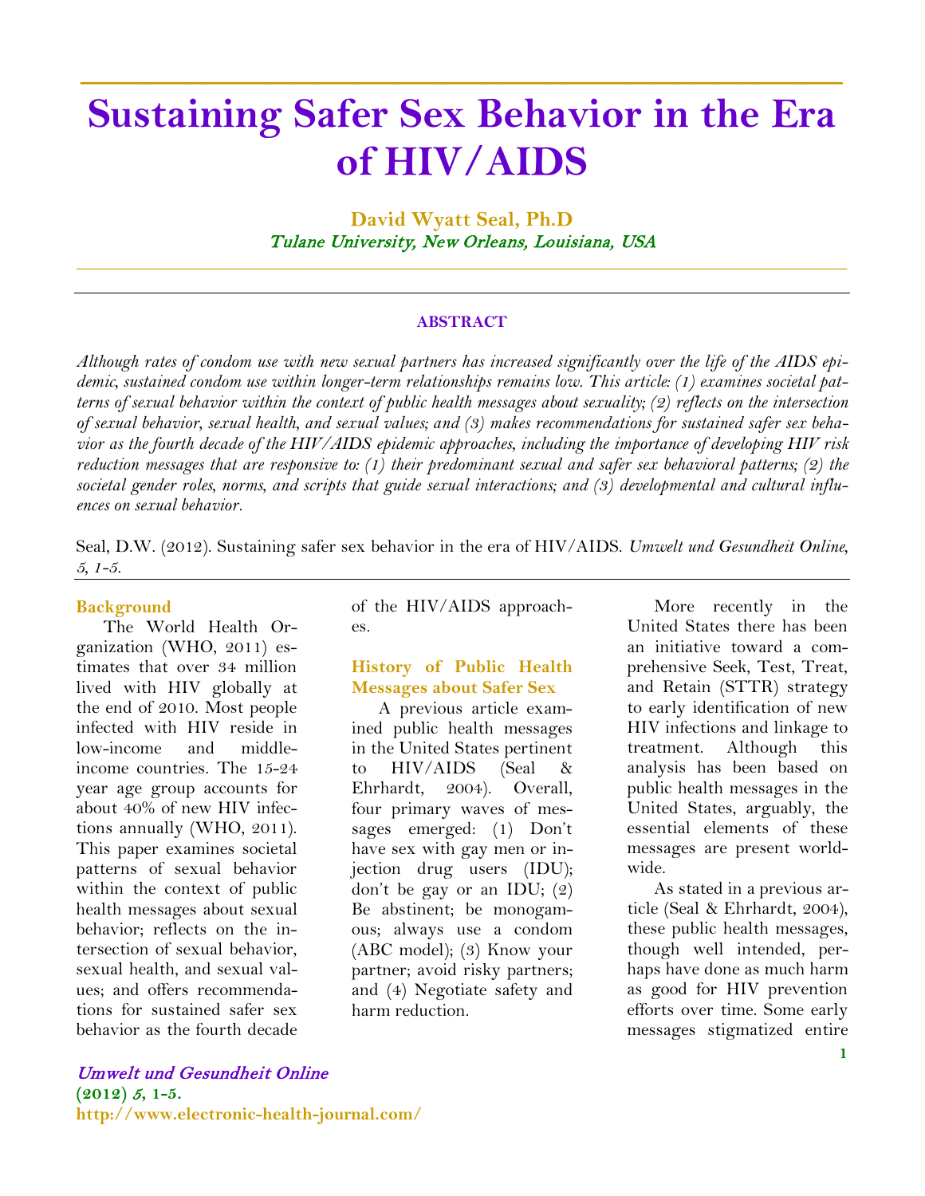# Sustaining Safer Sex Behavior in the Era of HIV/AIDS

**David Wyatt Seal, Ph.D**

*Tulane University, New Orleans, Louisiana, USA*

**ABSTRACT**

*Although rates of condom use with new sexual partners has increased significantly over the life of the AIDS epidemic, sustained condom use within longer-term relationships remains low. This article: (1) examines societal patterns of sexual behavior within the context of public health messages about sexuality; (2) reflects on the intersection of sexual behavior, sexual health, and sexual values; and (3) makes recommendations for sustained safer sex behavior as the fourth decade of the HIV/AIDS epidemic approaches, including the importance of developing HIV risk reduction messages that are responsive to: (1) their predominant sexual and safer sex behavioral patterns; (2) the societal gender roles, norms, and scripts that guide sexual interactions; and (3) developmental and cultural influences on sexual behavior.*

Seal, D.W. (2012). Sustaining safer sex behavior in the era of HIV/AIDS. *Umwelt und Gesundheit Online, 5, 1-5.*

## Background

The World Health Organization (WHO, 2011) estimates that over 34 million lived with HIV globally at the end of 2010. Most people infected with HIV reside in low-income and middle-income countries. The 15-24 year age group accounts for about 40% of new HIV infections annually (WHO, 2011). This paper examines societal patterns of sexual behavior within the context of public health messages about sexual behavior; reflects on the intersection of sexual behavior, sexual health, and sexual values; and offers recommendations for sustained safer sex behavior as the fourth decade of the HIV/AIDS approaches.

## History of Public Health Messages about Safer Sex

A previous article examined public health messages in the United States pertinent to HIV/AIDS (Seal & Ehrhardt, 2004). Overall, four primary waves of messages emerged: (1) Don't have sex with gay men or injection drug users (IDU); don't be gay or an IDU; (2) Be abstinent; be monogamous; always use a condom (ABC model); (3) Know your partner; avoid risky partners; and (4) Negotiate safety and harm reduction.

More recently in the United States there has been an initiative toward a comprehensive Seek, Test, Treat, and Retain (STTR) strategy to early identification of new HIV infections and linkage to treatment. Although this analysis has been based on public health messages in the United States, arguably, the essential elements of these messages are present worldwide.

As stated in a previous article (Seal & Ehrhardt, 2004), these public health messages, though well intended, perhaps have done as much harm as good for HIV prevention efforts over time. Some early messages stigmatized entire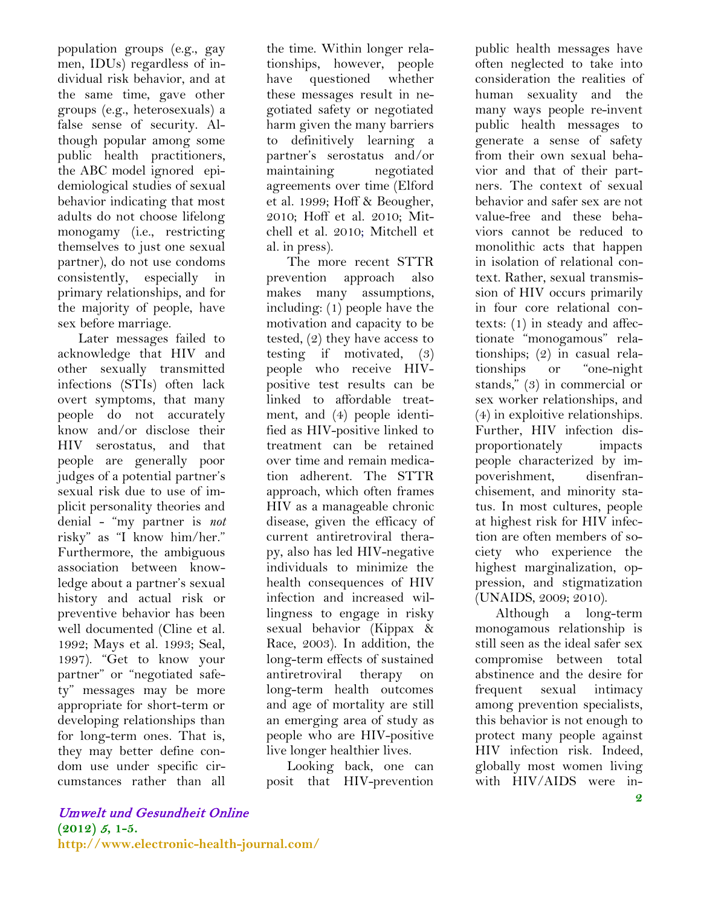population groups (e.g., gay men, IDUs) regardless of individual risk behavior, and at the same time, gave other groups (e.g., heterosexuals) a false sense of security. Although popular among some public health practitioners, the ABC model ignored epidemiological studies of sexual behavior indicating that most adults do not choose lifelong monogamy (i.e., restricting themselves to just one sexual partner), do not use condoms consistently, especially in primary relationships, and for the majority of people, have sex before marriage.

Later messages failed to acknowledge that HIV and other sexually transmitted infections (STIs) often lack overt symptoms, that many people do not accurately know and/or disclose their HIV serostatus, and that people are generally poor judges of a potential partner's sexual risk due to use of implicit personality theories and denial - "my partner is *not* risky" as "I know him/her." Furthermore, the ambiguous association between knowledge about a partner's sexual history and actual risk or preventive behavior has been well documented (Cline et al. 1992; Mays et al. 1993; Seal, 1997). "Get to know your partner" or "negotiated safety" messages may be more appropriate for short-term or developing relationships than for long-term ones. That is, they may better define condom use under specific circumstances rather than all the time. Within longer relationships, however, people have questioned whether these messages result in negotiated safety or negotiated harm given the many barriers to definitively learning a partner's serostatus and/or maintaining negotiated agreements over time (Elford et al. 1999; Hoff & Beougher, 2010; Hoff et al. 2010; Mitchell et al. 2010; Mitchell et al. in press).

The more recent STTR prevention approach also makes many assumptions, including: (1) people have the motivation and capacity to be tested, (2) they have access to testing if motivated, (3) people who receive HIV-positive test results can be linked to affordable treatment, and (4) people identified as HIV-positive linked to treatment can be retained over time and remain medication adherent. The STTR approach, which often frames HIV as a manageable chronic disease, given the efficacy of current antiretroviral therapy, also has led HIV-negative individuals to minimize the health consequences of HIV infection and increased willingness to engage in risky sexual behavior (Kippax & Race, 2003). In addition, the long-term effects of sustained antiretroviral therapy on long-term health outcomes and age of mortality are still an emerging area of study as people who are HIV-positive live longer healthier lives.

Looking back, one can posit that HIV-prevention public health messages have often neglected to take into consideration the realities of human sexuality and the many ways people re-invent public health messages to generate a sense of safety from their own sexual behavior and that of their partners. The context of sexual behavior and safer sex are not value-free and these behaviors cannot be reduced to monolithic acts that happen in isolation of relational context. Rather, sexual transmission of HIV occurs primarily in four core relational contexts: (1) in steady and affectionate "monogamous" relationships; (2) in casual relationships or "one-night stands," (3) in commercial or sex worker relationships, and (4) in exploitive relationships. Further, HIV infection disproportionately impacts people characterized by impoverishment, disenfranchisement, and minority status. In most cultures, people at highest risk for HIV infection are often members of society who experience the highest marginalization, oppression, and stigmatization (UNAIDS, 2009; 2010).

Although a long-term monogamous relationship is still seen as the ideal safer sex compromise between total abstinence and the desire for frequent sexual intimacy among prevention specialists, this behavior is not enough to protect many people against HIV infection risk. Indeed, globally most women living with HIV/AIDS were in-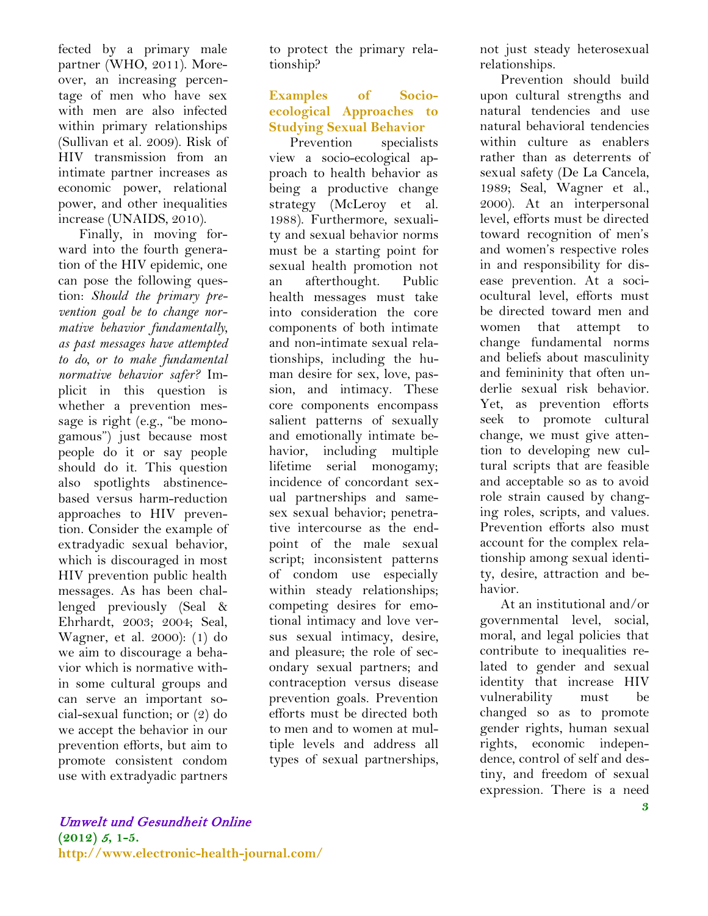fected by a primary male partner (WHO, 2011). Moreover, an increasing percentage of men who have sex with men are also infected within primary relationships (Sullivan et al. 2009). Risk of HIV transmission from an intimate partner increases as economic power, relational power, and other inequalities increase (UNAIDS, 2010).

Finally, in moving forward into the fourth generation of the HIV epidemic, one can pose the following question: *Should the primary prevention goal be to change normative behavior fundamentally, as past messages have attempted to do, or to make fundamental normative behavior safer?* Implicit in this question is whether a prevention message is right (e.g., "be monogamous") just because most people do it or say people should do it. This question also spotlights abstinence-based versus harm-reduction approaches to HIV prevention. Consider the example of extradyadic sexual behavior, which is discouraged in most HIV prevention public health messages. As has been challenged previously (Seal & Ehrhardt, 2003; 2004; Seal, Wagner, et al. 2000): (1) do we aim to discourage a behavior which is normative within some cultural groups and can serve an important social-sexual function; or (2) do we accept the behavior in our prevention efforts, but aim to promote consistent condom use with extradyadic partners to protect the primary relationship?

## Examples of Socio-ecological Approaches to Studying Sexual Behavior

Prevention specialists view a socio-ecological approach to health behavior as being a productive change strategy (McLeroy et al. 1988). Furthermore, sexuality and sexual behavior norms must be a starting point for sexual health promotion not an afterthought. Public health messages must take into consideration the core components of both intimate and non-intimate sexual relationships, including the human desire for sex, love, passion, and intimacy. These core components encompass salient patterns of sexually and emotionally intimate behavior, including multiple lifetime serial monogamy; incidence of concordant sexual partnerships and same-sex sexual behavior; penetrative intercourse as the endpoint of the male sexual script; inconsistent patterns of condom use especially within steady relationships; competing desires for emotional intimacy and love versus sexual intimacy, desire, and pleasure; the role of secondary sexual partners; and contraception versus disease prevention goals. Prevention efforts must be directed both to men and to women at multiple levels and address all types of sexual partnerships, not just steady heterosexual relationships.

Prevention should build upon cultural strengths and natural tendencies and use natural behavioral tendencies within culture as enablers rather than as deterrents of sexual safety (De La Cancela, 1989; Seal, Wagner et al., 2000). At an interpersonal level, efforts must be directed toward recognition of men's and women's respective roles in and responsibility for disease prevention. At a sociocultural level, efforts must be directed toward men and women that attempt to change fundamental norms and beliefs about masculinity and femininity that often underlie sexual risk behavior. Yet, as prevention efforts seek to promote cultural change, we must give attention to developing new cultural scripts that are feasible and acceptable so as to avoid role strain caused by changing roles, scripts, and values. Prevention efforts also must account for the complex relationship among sexual identity, desire, attraction and behavior.

At an institutional and/or governmental level, social, moral, and legal policies that contribute to inequalities related to gender and sexual identity that increase HIV vulnerability must be changed so as to promote gender rights, human sexual rights, economic independence, control of self and destiny, and freedom of sexual expression. There is a need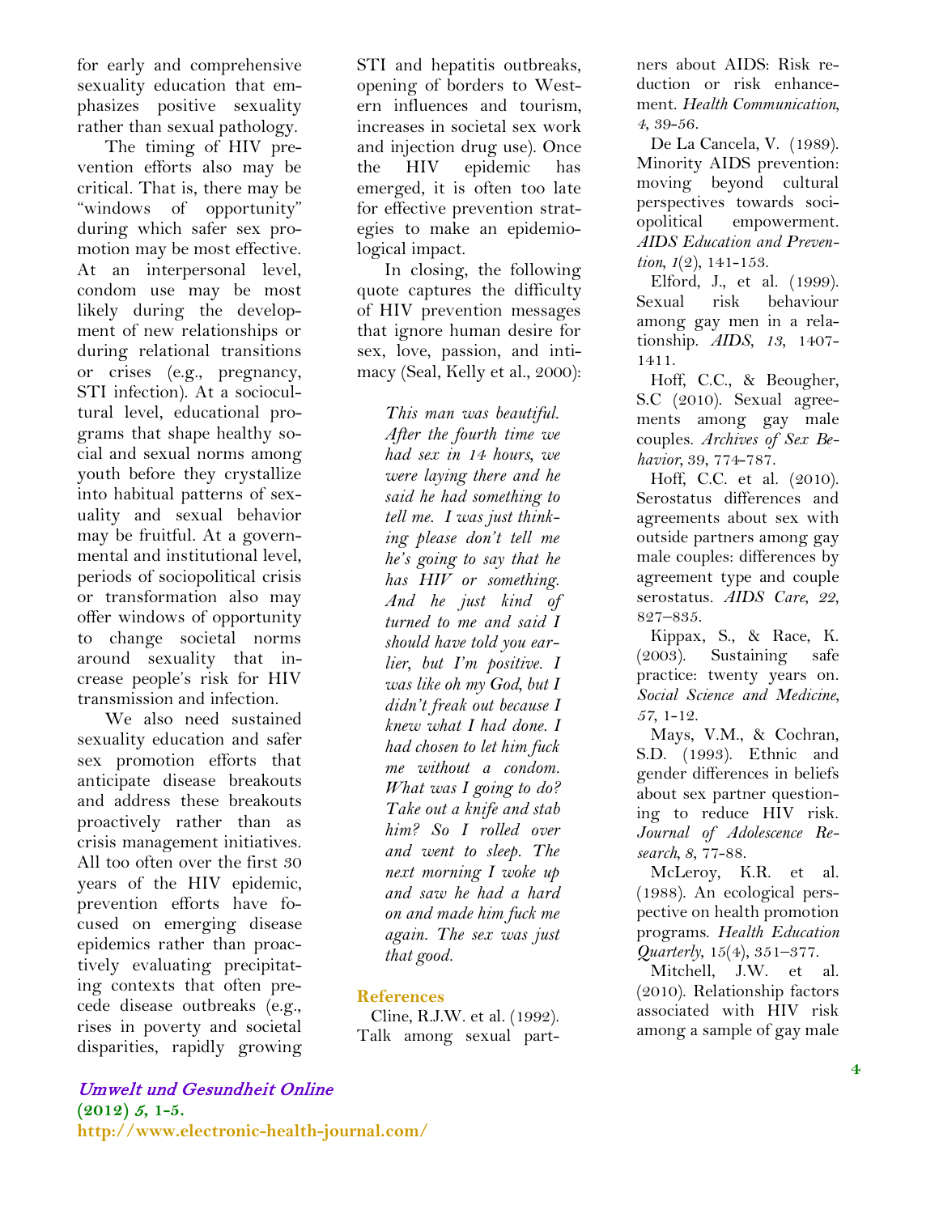for early and comprehensive sexuality education that emphasizes positive sexuality rather than sexual pathology.

The timing of HIV prevention efforts also may be critical. That is, there may be "windows of opportunity" during which safer sex promotion may be most effective. At an interpersonal level, condom use may be most likely during the development of new relationships or during relational transitions or crises (e.g., pregnancy, STI infection). At a sociocultural level, educational programs that shape healthy social and sexual norms among youth before they crystallize into habitual patterns of sexuality and sexual behavior may be fruitful. At a governmental and institutional level, periods of sociopolitical crisis or transformation also may offer windows of opportunity to change societal norms around sexuality that increase people's risk for HIV transmission and infection.

We also need sustained sexuality education and safer sex promotion efforts that anticipate disease breakouts and address these breakouts proactively rather than as crisis management initiatives. All too often over the first 30 years of the HIV epidemic, prevention efforts have focused on emerging disease epidemics rather than proactively evaluating precipitating contexts that often precede disease outbreaks (e.g., rises in poverty and societal disparities, rapidly growing STI and hepatitis outbreaks, opening of borders to Western influences and tourism, increases in societal sex work and injection drug use). Once the HIV epidemic has emerged, it is often too late for effective prevention strategies to make an epidemiological impact.

In closing, the following quote captures the difficulty of HIV prevention messages that ignore human desire for sex, love, passion, and intimacy (Seal, Kelly et al., 2000):

> *This man was beautiful. After the fourth time we had sex in 14 hours, we were laying there and he said he had something to tell me. I was just thinking please don't tell me he's going to say that he has HIV or something. And he just kind of turned to me and said I should have told you earlier, but I'm positive. I was like oh my God, but I didn't freak out because I knew what I had done. I had chosen to let him fuck me without a condom. What was I going to do? Take out a knife and stab him? So I rolled over and went to sleep. The next morning I woke up and saw he had a hard on and made him fuck me again. The sex was just that good.*

## References

Cline, R.J.W. et al. (1992). Talk among sexual partners about AIDS: Risk reduction or risk enhancement. *Health Communication*, *4*, 39-56.

De La Cancela, V. (1989). Minority AIDS prevention: moving beyond cultural perspectives towards sociopolitical empowerment. *AIDS Education and Prevention*, *1*(2), 141-153.

Elford, J., et al. (1999). Sexual risk behaviour among gay men in a relationship. *AIDS*, *13*, 1407-1411.

Hoff, C.C., & Beougher, S.C (2010). Sexual agreements among gay male couples. *Archives of Sex Behavior*, 39, 774–787.

Hoff, C.C. et al. (2010). Serostatus differences and agreements about sex with outside partners among gay male couples: differences by agreement type and couple serostatus. *AIDS Care*, *22*, 827–835.

Kippax, S., & Race, K. (2003). Sustaining safe practice: twenty years on. *Social Science and Medicine*, *57*, 1-12.

Mays, V.M., & Cochran, S.D. (1993). Ethnic and gender differences in beliefs about sex partner questioning to reduce HIV risk. *Journal of Adolescence Research*, *8*, 77-88.

McLeroy, K.R. et al. (1988). An ecological perspective on health promotion programs. *Health Education Quarterly*, 15(4), 351–377.

Mitchell, J.W. et al. (2010). Relationship factors associated with HIV risk among a sample of gay male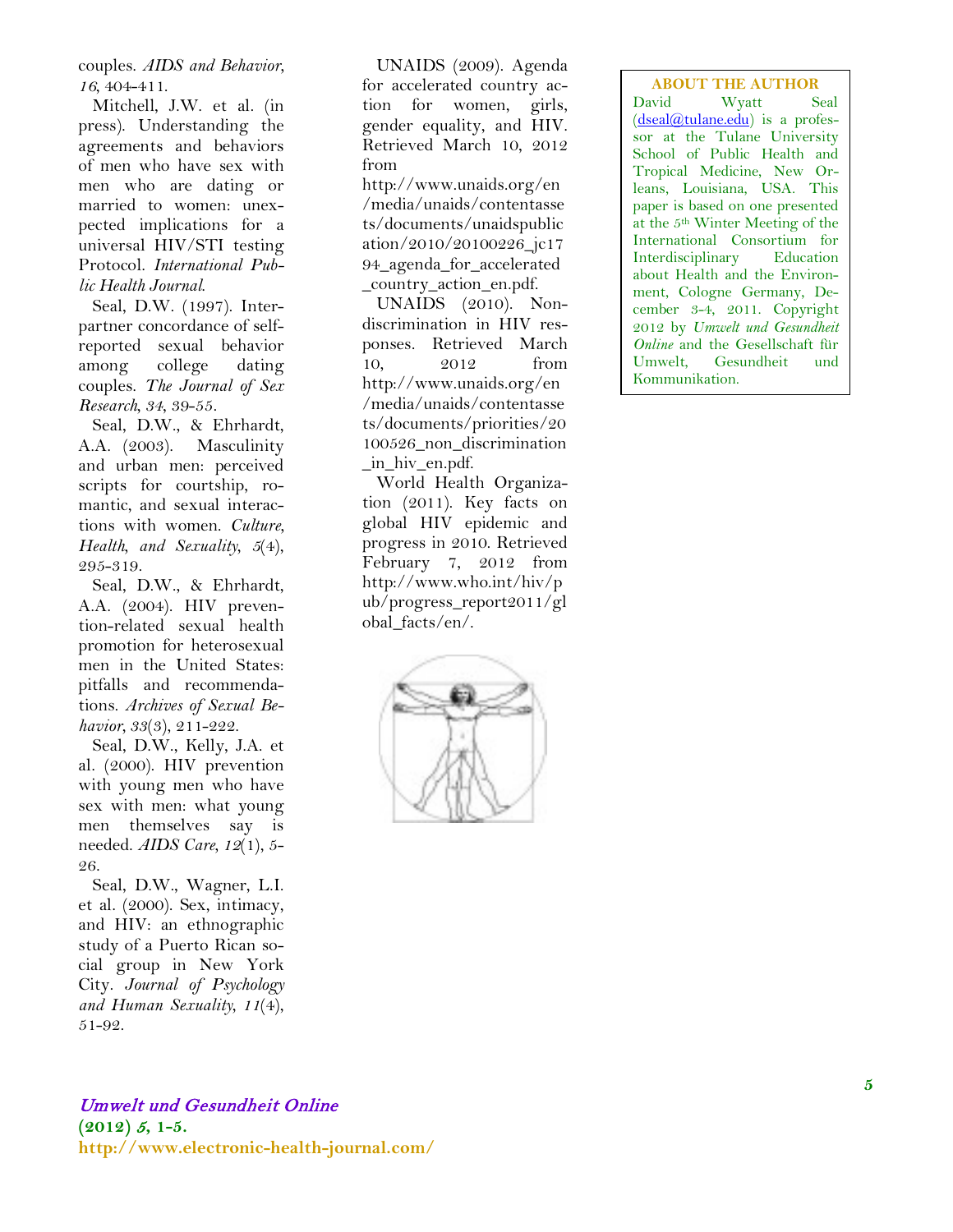couples. *AIDS and Behavior, 16*, 404-411.

Mitchell, J.W. et al. (in press). Understanding the agreements and behaviors of men who have sex with men who are dating or married to women: unexpected implications for a universal HIV/STI testing Protocol. *International Public Health Journal.*

Seal, D.W. (1997). Interpartner concordance of self-reported sexual behavior among college dating couples. *The Journal of Sex Research, 34*, 39-55.

Seal, D.W., & Ehrhardt, A.A. (2003). Masculinity and urban men: perceived scripts for courtship, romantic, and sexual interactions with women. *Culture, Health, and Sexuality, 5*(4), 295-319.

Seal, D.W., & Ehrhardt, A.A. (2004). HIV prevention-related sexual health promotion for heterosexual men in the United States: pitfalls and recommendations. *Archives of Sexual Behavior, 33*(3), 211-222.

Seal, D.W., Kelly, J.A. et al. (2000). HIV prevention with young men who have sex with men: what young men themselves say is needed. *AIDS Care, 12*(1), 5-26.

Seal, D.W., Wagner, L.I. et al. (2000). Sex, intimacy, and HIV: an ethnographic study of a Puerto Rican social group in New York City. *Journal of Psychology and Human Sexuality, 11*(4), 51-92.

UNAIDS (2009). Agenda for accelerated country action for women, girls, gender equality, and HIV. Retrieved March 10, 2012 from http://www.unaids.org/en/media/unaids/contentassets/documents/unaidspublication/2010/20100226_jc1794_agenda_for_accelerated_country_action_en.pdf.

UNAIDS (2010). Non-discrimination in HIV responses. Retrieved March 10, 2012 from http://www.unaids.org/en/media/unaids/contentassets/documents/priorities/20100526_non_discrimination_in_hiv_en.pdf.

World Health Organization (2011). Key facts on global HIV epidemic and progress in 2010. Retrieved February 7, 2012 from http://www.who.int/hiv/pub/progress_report2011/global_facts/en/.

**ABOUT THE AUTHOR**

David Wyatt Seal (dseal@tulane.edu) is a professor at the Tulane University School of Public Health and Tropical Medicine, New Orleans, Louisiana, USA. This paper is based on one presented at the 5th Winter Meeting of the International Consortium for Interdisciplinary Education about Health and the Environment, Cologne Germany, December 3-4, 2011. Copyright 2012 by *Umwelt und Gesundheit Online* and the Gesellschaft für Umwelt, Gesundheit und Kommunikation.